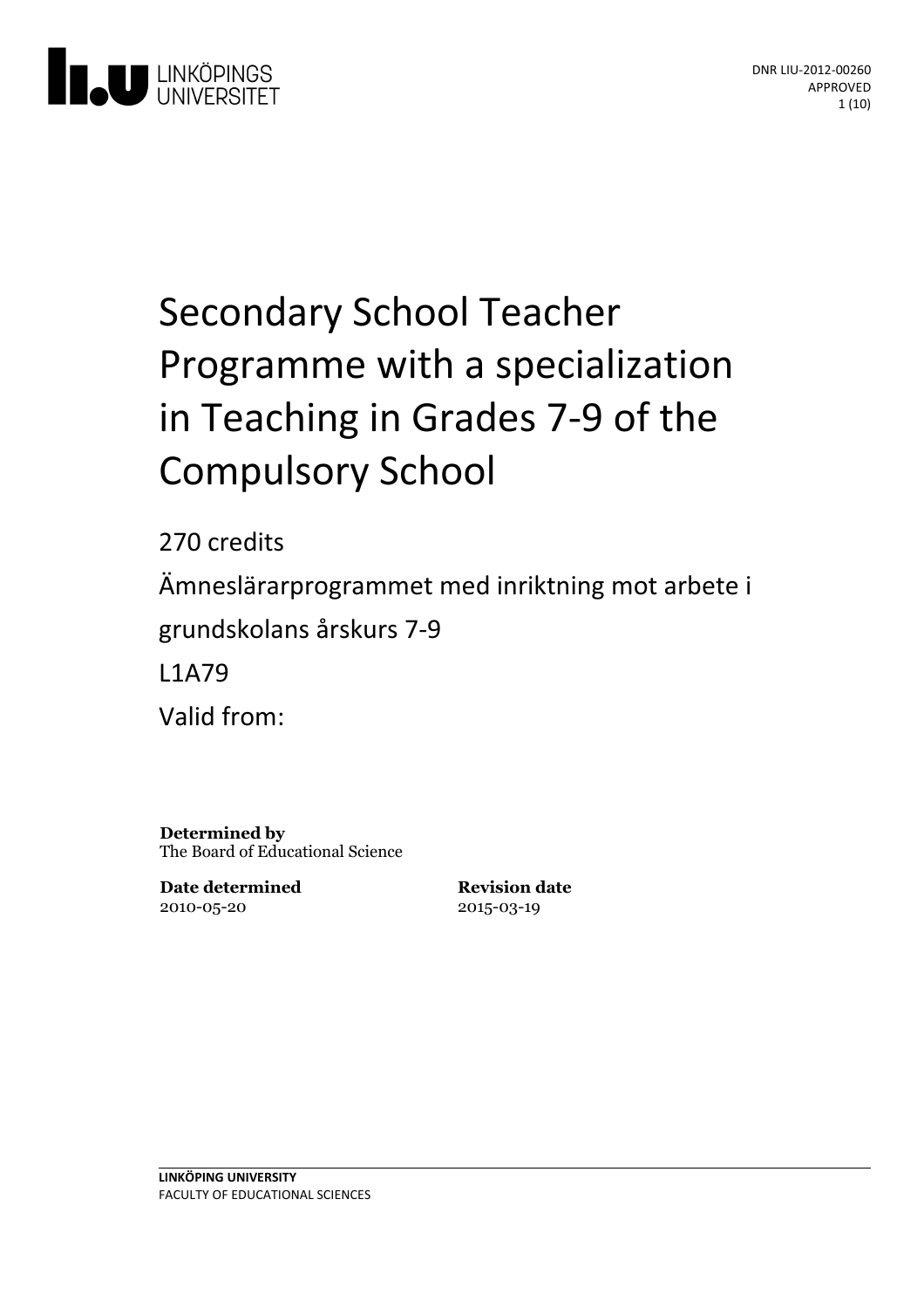DNR LIU-2012-00260
APPROVED

# Secondary School Teacher Programme with a specialization in Teaching in Grades 7-9 of the Compulsory School

270 credits

Ämneslärarprogrammet med inriktning mot arbete i grundskolans årskurs 7-9

L1A79

Valid from:

**Determined by**
The Board of Educational Science

**Date determined**
2010-05-20

**Revision date**
2015-03-19

**LINKÖPING UNIVERSITY**
FACULTY OF EDUCATIONAL SCIENCES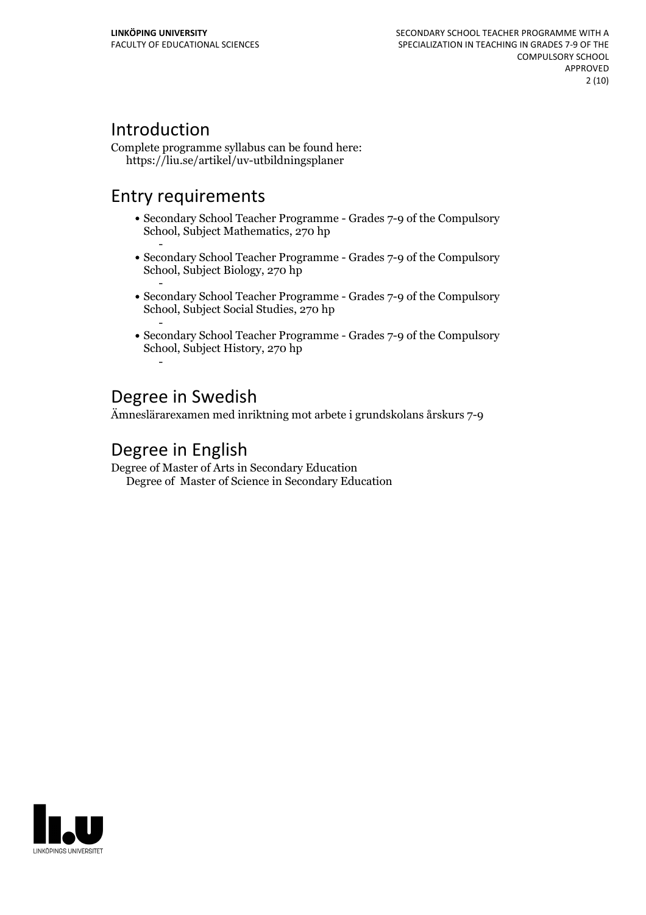# Introduction

Complete programme syllabus can be found here:
https://liu.se/artikel/uv-utbildningsplaner

# Entry requirements

- Secondary School Teacher Programme - Grades 7-9 of the Compulsory School, Subject Mathematics, 270 hp
  -
- Secondary School Teacher Programme - Grades 7-9 of the Compulsory School, Subject Biology, 270 hp
  -
- Secondary School Teacher Programme - Grades 7-9 of the Compulsory School, Subject Social Studies, 270 hp
  -
- Secondary School Teacher Programme - Grades 7-9 of the Compulsory School, Subject History, 270 hp
  -

# Degree in Swedish

Ämneslärarexamen med inriktning mot arbete i grundskolans årskurs 7-9

# Degree in English

Degree of Master of Arts in Secondary Education
Degree of Master of Science in Secondary Education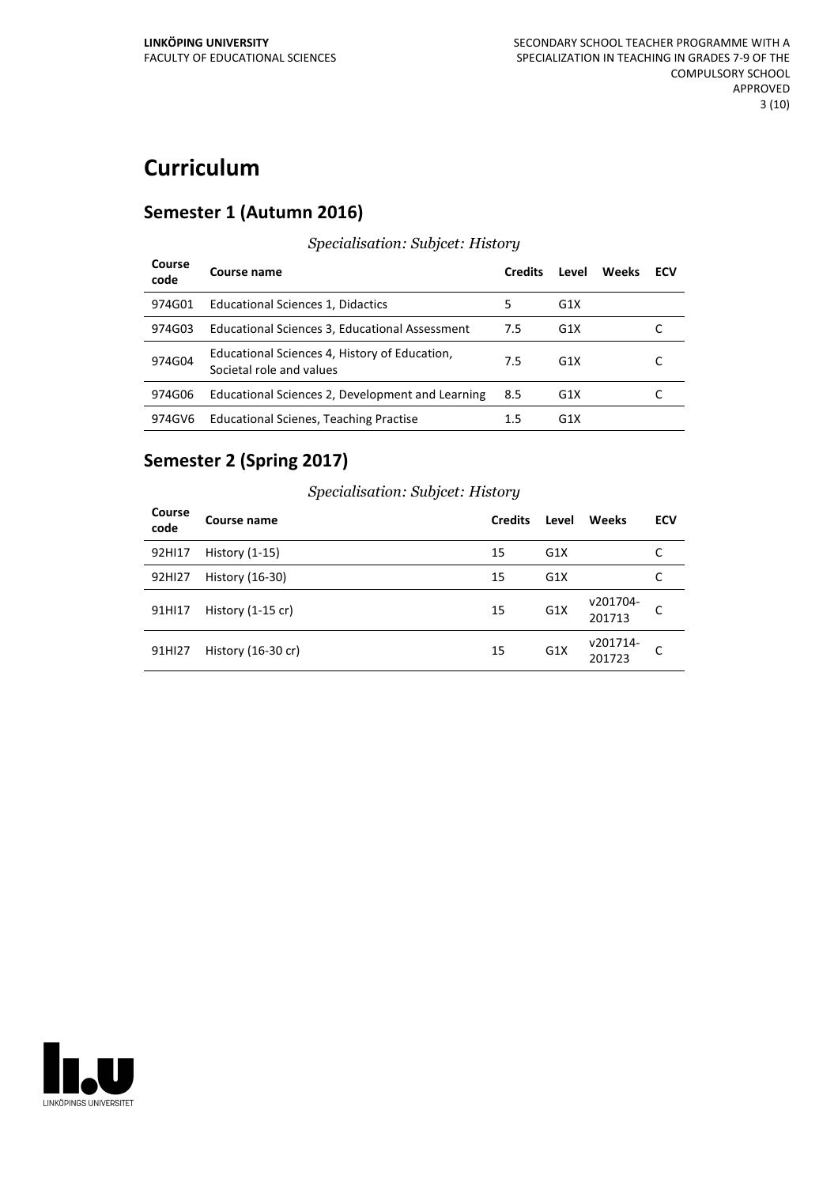# Curriculum

## Semester 1 (Autumn 2016)

*Specialisation: Subjcet: History*

| Course code | Course name | Credits | Level | Weeks | ECV |
|---|---|---|---|---|---|
| 974G01 | Educational Sciences 1, Didactics | 5 | G1X | | |
| 974G03 | Educational Sciences 3, Educational Assessment | 7.5 | G1X | | C |
| 974G04 | Educational Sciences 4, History of Education, Societal role and values | 7.5 | G1X | | C |
| 974G06 | Educational Sciences 2, Development and Learning | 8.5 | G1X | | C |
| 974GV6 | Educational Scienes, Teaching Practise | 1.5 | G1X | | |

## Semester 2 (Spring 2017)

*Specialisation: Subjcet: History*

| Course code | Course name | Credits | Level | Weeks | ECV |
|---|---|---|---|---|---|
| 92HI17 | History (1-15) | 15 | G1X | | C |
| 92HI27 | History (16-30) | 15 | G1X | | C |
| 91HI17 | History (1-15 cr) | 15 | G1X | v201704-201713 | C |
| 91HI27 | History (16-30 cr) | 15 | G1X | v201714-201723 | C |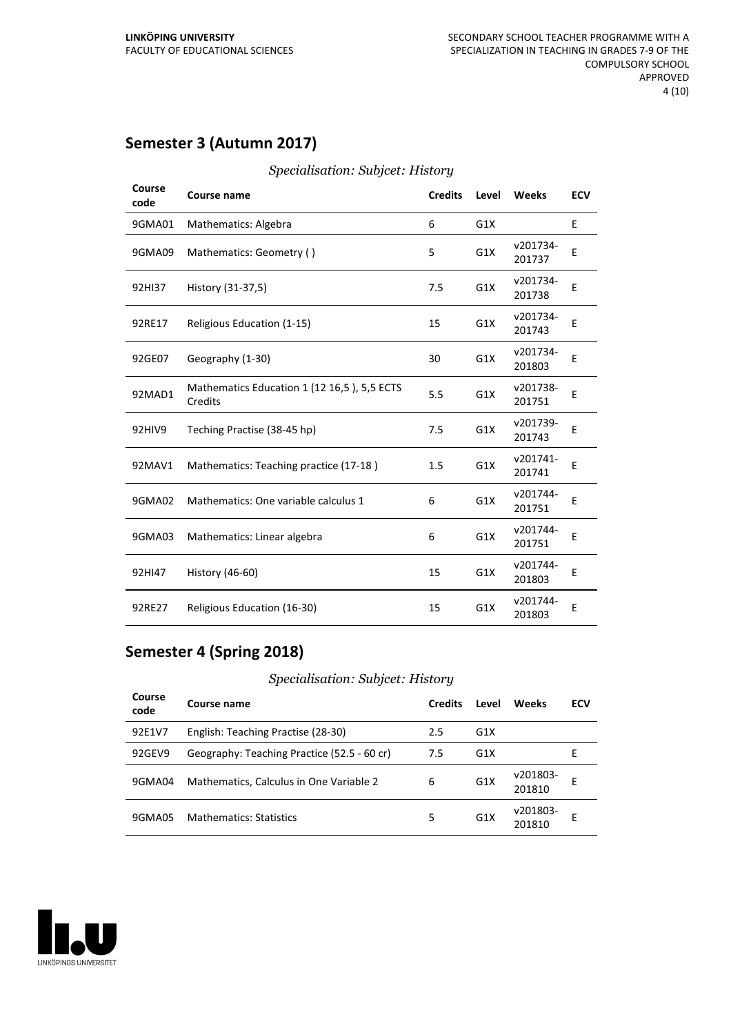## Semester 3 (Autumn 2017)

*Specialisation: Subjcet: History*

| Course code | Course name | Credits | Level | Weeks | ECV |
|---|---|---|---|---|---|
| 9GMA01 | Mathematics: Algebra | 6 | G1X | | E |
| 9GMA09 | Mathematics: Geometry ( ) | 5 | G1X | v201734-201737 | E |
| 92HI37 | History (31-37,5) | 7.5 | G1X | v201734-201738 | E |
| 92RE17 | Religious Education (1-15) | 15 | G1X | v201734-201743 | E |
| 92GE07 | Geography (1-30) | 30 | G1X | v201734-201803 | E |
| 92MAD1 | Mathematics Education 1 (12 16,5 ), 5,5 ECTS Credits | 5.5 | G1X | v201738-201751 | E |
| 92HIV9 | Teching Practise (38-45 hp) | 7.5 | G1X | v201739-201743 | E |
| 92MAV1 | Mathematics: Teaching practice (17-18 ) | 1.5 | G1X | v201741-201741 | E |
| 9GMA02 | Mathematics: One variable calculus 1 | 6 | G1X | v201744-201751 | E |
| 9GMA03 | Mathematics: Linear algebra | 6 | G1X | v201744-201751 | E |
| 92HI47 | History (46-60) | 15 | G1X | v201744-201803 | E |
| 92RE27 | Religious Education (16-30) | 15 | G1X | v201744-201803 | E |

## Semester 4 (Spring 2018)

*Specialisation: Subjcet: History*

| Course code | Course name | Credits | Level | Weeks | ECV |
|---|---|---|---|---|---|
| 92E1V7 | English: Teaching Practise (28-30) | 2.5 | G1X | | |
| 92GEV9 | Geography: Teaching Practice (52.5 - 60 cr) | 7.5 | G1X | | E |
| 9GMA04 | Mathematics, Calculus in One Variable 2 | 6 | G1X | v201803-201810 | E |
| 9GMA05 | Mathematics: Statistics | 5 | G1X | v201803-201810 | E |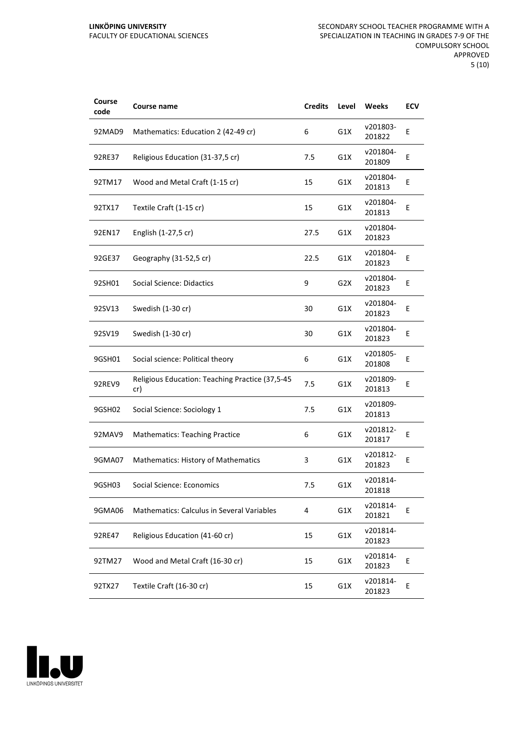| Course code | Course name | Credits | Level | Weeks | ECV |
|---|---|---|---|---|---|
| 92MAD9 | Mathematics: Education 2 (42-49 cr) | 6 | G1X | v201803-201822 | E |
| 92RE37 | Religious Education (31-37,5 cr) | 7.5 | G1X | v201804-201809 | E |
| 92TM17 | Wood and Metal Craft (1-15 cr) | 15 | G1X | v201804-201813 | E |
| 92TX17 | Textile Craft (1-15 cr) | 15 | G1X | v201804-201813 | E |
| 92EN17 | English (1-27,5 cr) | 27.5 | G1X | v201804-201823 | |
| 92GE37 | Geography (31-52,5 cr) | 22.5 | G1X | v201804-201823 | E |
| 92SH01 | Social Science: Didactics | 9 | G2X | v201804-201823 | E |
| 92SV13 | Swedish (1-30 cr) | 30 | G1X | v201804-201823 | E |
| 92SV19 | Swedish (1-30 cr) | 30 | G1X | v201804-201823 | E |
| 9GSH01 | Social science: Political theory | 6 | G1X | v201805-201808 | E |
| 92REV9 | Religious Education: Teaching Practice (37,5-45 cr) | 7.5 | G1X | v201809-201813 | E |
| 9GSH02 | Social Science: Sociology 1 | 7.5 | G1X | v201809-201813 | |
| 92MAV9 | Mathematics: Teaching Practice | 6 | G1X | v201812-201817 | E |
| 9GMA07 | Mathematics: History of Mathematics | 3 | G1X | v201812-201823 | E |
| 9GSH03 | Social Science: Economics | 7.5 | G1X | v201814-201818 | |
| 9GMA06 | Mathematics: Calculus in Several Variables | 4 | G1X | v201814-201821 | E |
| 92RE47 | Religious Education (41-60 cr) | 15 | G1X | v201814-201823 | |
| 92TM27 | Wood and Metal Craft (16-30 cr) | 15 | G1X | v201814-201823 | E |
| 92TX27 | Textile Craft (16-30 cr) | 15 | G1X | v201814-201823 | E |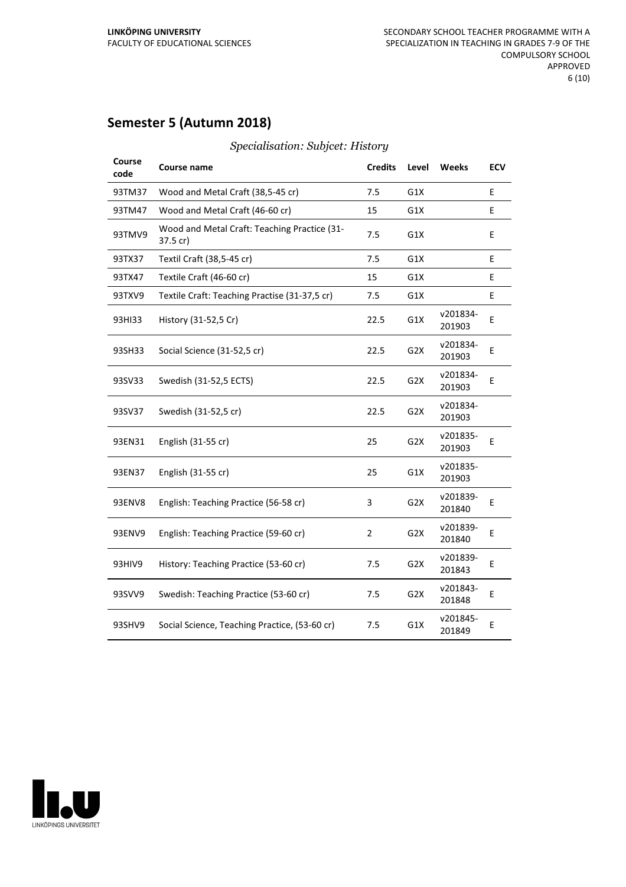## Semester 5 (Autumn 2018)

*Specialisation: Subjcet: History*

| Course code | Course name | Credits | Level | Weeks | ECV |
|---|---|---|---|---|---|
| 93TM37 | Wood and Metal Craft (38,5-45 cr) | 7.5 | G1X | | E |
| 93TM47 | Wood and Metal Craft (46-60 cr) | 15 | G1X | | E |
| 93TMV9 | Wood and Metal Craft: Teaching Practice (31-37.5 cr) | 7.5 | G1X | | E |
| 93TX37 | Textil Craft (38,5-45 cr) | 7.5 | G1X | | E |
| 93TX47 | Textile Craft (46-60 cr) | 15 | G1X | | E |
| 93TXV9 | Textile Craft: Teaching Practise (31-37,5 cr) | 7.5 | G1X | | E |
| 93HI33 | History (31-52,5 Cr) | 22.5 | G1X | v201834-201903 | E |
| 93SH33 | Social Science (31-52,5 cr) | 22.5 | G2X | v201834-201903 | E |
| 93SV33 | Swedish (31-52,5 ECTS) | 22.5 | G2X | v201834-201903 | E |
| 93SV37 | Swedish (31-52,5 cr) | 22.5 | G2X | v201834-201903 | |
| 93EN31 | English (31-55 cr) | 25 | G2X | v201835-201903 | E |
| 93EN37 | English (31-55 cr) | 25 | G1X | v201835-201903 | |
| 93ENV8 | English: Teaching Practice (56-58 cr) | 3 | G2X | v201839-201840 | E |
| 93ENV9 | English: Teaching Practice (59-60 cr) | 2 | G2X | v201839-201840 | E |
| 93HIV9 | History: Teaching Practice (53-60 cr) | 7.5 | G2X | v201839-201843 | E |
| 93SVV9 | Swedish: Teaching Practice (53-60 cr) | 7.5 | G2X | v201843-201848 | E |
| 93SHV9 | Social Science, Teaching Practice, (53-60 cr) | 7.5 | G1X | v201845-201849 | E |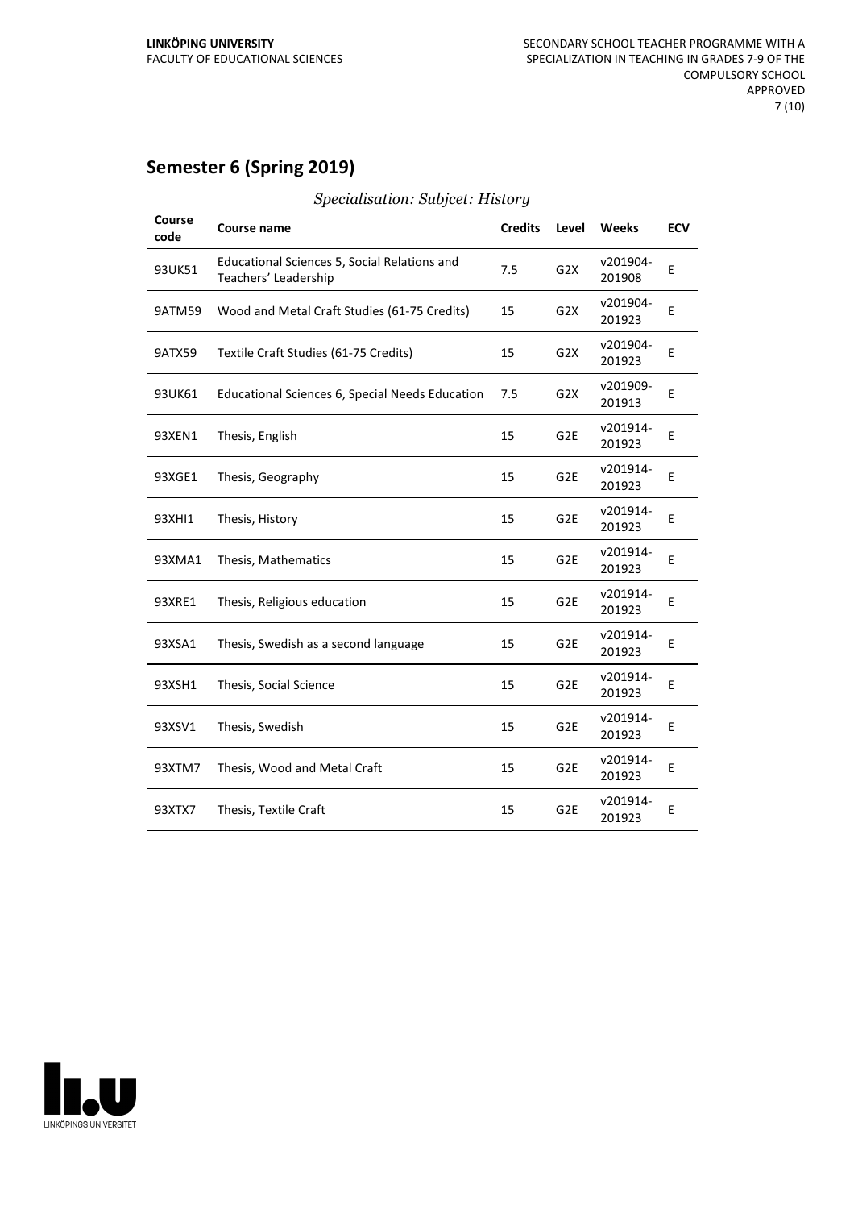## Semester 6 (Spring 2019)

*Specialisation: Subjcet: History*

| Course code | Course name | Credits | Level | Weeks | ECV |
|---|---|---|---|---|---|
| 93UK51 | Educational Sciences 5, Social Relations and Teachers' Leadership | 7.5 | G2X | v201904-201908 | E |
| 9ATM59 | Wood and Metal Craft Studies (61-75 Credits) | 15 | G2X | v201904-201923 | E |
| 9ATX59 | Textile Craft Studies (61-75 Credits) | 15 | G2X | v201904-201923 | E |
| 93UK61 | Educational Sciences 6, Special Needs Education | 7.5 | G2X | v201909-201913 | E |
| 93XEN1 | Thesis, English | 15 | G2E | v201914-201923 | E |
| 93XGE1 | Thesis, Geography | 15 | G2E | v201914-201923 | E |
| 93XHI1 | Thesis, History | 15 | G2E | v201914-201923 | E |
| 93XMA1 | Thesis, Mathematics | 15 | G2E | v201914-201923 | E |
| 93XRE1 | Thesis, Religious education | 15 | G2E | v201914-201923 | E |
| 93XSA1 | Thesis, Swedish as a second language | 15 | G2E | v201914-201923 | E |
| 93XSH1 | Thesis, Social Science | 15 | G2E | v201914-201923 | E |
| 93XSV1 | Thesis, Swedish | 15 | G2E | v201914-201923 | E |
| 93XTM7 | Thesis, Wood and Metal Craft | 15 | G2E | v201914-201923 | E |
| 93XTX7 | Thesis, Textile Craft | 15 | G2E | v201914-201923 | E |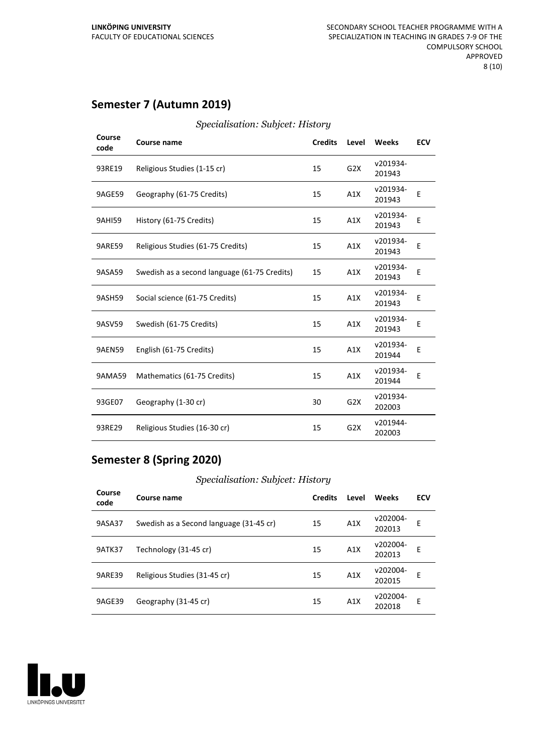## Semester 7 (Autumn 2019)

*Specialisation: Subjcet: History*

| Course code | Course name | Credits | Level | Weeks | ECV |
|---|---|---|---|---|---|
| 93RE19 | Religious Studies (1-15 cr) | 15 | G2X | v201934-201943 | |
| 9AGE59 | Geography (61-75 Credits) | 15 | A1X | v201934-201943 | E |
| 9AHI59 | History (61-75 Credits) | 15 | A1X | v201934-201943 | E |
| 9ARE59 | Religious Studies (61-75 Credits) | 15 | A1X | v201934-201943 | E |
| 9ASA59 | Swedish as a second language (61-75 Credits) | 15 | A1X | v201934-201943 | E |
| 9ASH59 | Social science (61-75 Credits) | 15 | A1X | v201934-201943 | E |
| 9ASV59 | Swedish (61-75 Credits) | 15 | A1X | v201934-201943 | E |
| 9AEN59 | English (61-75 Credits) | 15 | A1X | v201934-201944 | E |
| 9AMA59 | Mathematics (61-75 Credits) | 15 | A1X | v201934-201944 | E |
| 93GE07 | Geography (1-30 cr) | 30 | G2X | v201934-202003 | |
| 93RE29 | Religious Studies (16-30 cr) | 15 | G2X | v201944-202003 | |

## Semester 8 (Spring 2020)

*Specialisation: Subjcet: History*

| Course code | Course name | Credits | Level | Weeks | ECV |
|---|---|---|---|---|---|
| 9ASA37 | Swedish as a Second language (31-45 cr) | 15 | A1X | v202004-202013 | E |
| 9ATK37 | Technology (31-45 cr) | 15 | A1X | v202004-202013 | E |
| 9ARE39 | Religious Studies (31-45 cr) | 15 | A1X | v202004-202015 | E |
| 9AGE39 | Geography (31-45 cr) | 15 | A1X | v202004-202018 | E |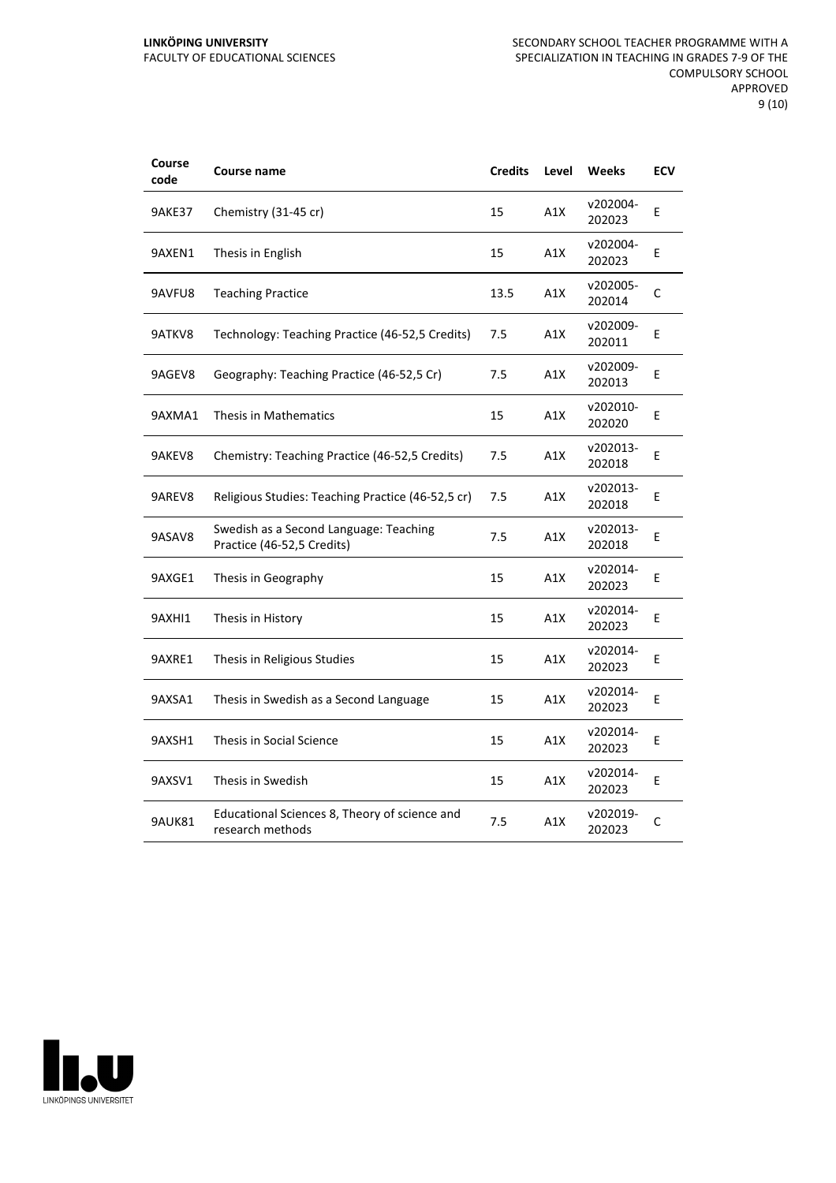| Course code | Course name | Credits | Level | Weeks | ECV |
|---|---|---|---|---|---|
| 9AKE37 | Chemistry (31-45 cr) | 15 | A1X | v202004-202023 | E |
| 9AXEN1 | Thesis in English | 15 | A1X | v202004-202023 | E |
| 9AVFU8 | Teaching Practice | 13.5 | A1X | v202005-202014 | C |
| 9ATKV8 | Technology: Teaching Practice (46-52,5 Credits) | 7.5 | A1X | v202009-202011 | E |
| 9AGEV8 | Geography: Teaching Practice (46-52,5 Cr) | 7.5 | A1X | v202009-202013 | E |
| 9AXMA1 | Thesis in Mathematics | 15 | A1X | v202010-202020 | E |
| 9AKEV8 | Chemistry: Teaching Practice (46-52,5 Credits) | 7.5 | A1X | v202013-202018 | E |
| 9AREV8 | Religious Studies: Teaching Practice (46-52,5 cr) | 7.5 | A1X | v202013-202018 | E |
| 9ASAV8 | Swedish as a Second Language: Teaching Practice (46-52,5 Credits) | 7.5 | A1X | v202013-202018 | E |
| 9AXGE1 | Thesis in Geography | 15 | A1X | v202014-202023 | E |
| 9AXHI1 | Thesis in History | 15 | A1X | v202014-202023 | E |
| 9AXRE1 | Thesis in Religious Studies | 15 | A1X | v202014-202023 | E |
| 9AXSA1 | Thesis in Swedish as a Second Language | 15 | A1X | v202014-202023 | E |
| 9AXSH1 | Thesis in Social Science | 15 | A1X | v202014-202023 | E |
| 9AXSV1 | Thesis in Swedish | 15 | A1X | v202014-202023 | E |
| 9AUK81 | Educational Sciences 8, Theory of science and research methods | 7.5 | A1X | v202019-202023 | C |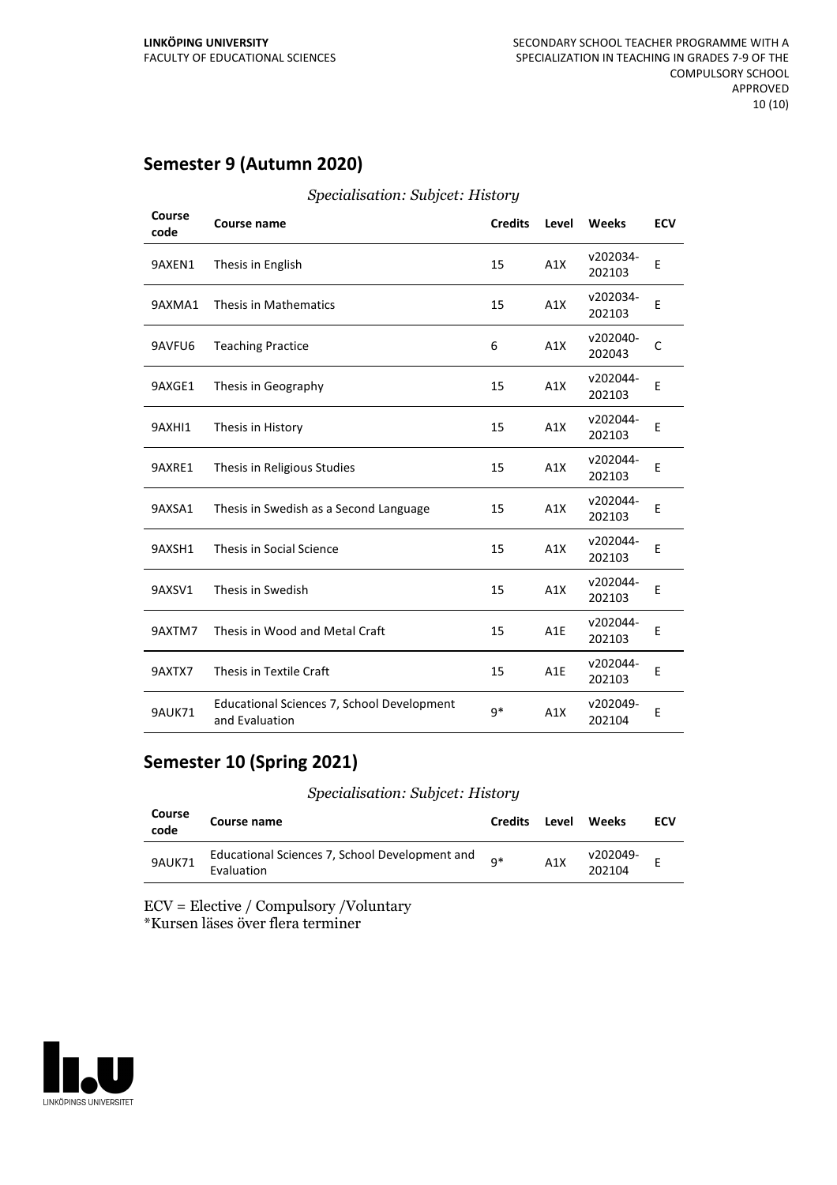## Semester 9 (Autumn 2020)

*Specialisation: Subjcet: History*

| Course code | Course name | Credits | Level | Weeks | ECV |
|---|---|---|---|---|---|
| 9AXEN1 | Thesis in English | 15 | A1X | v202034-202103 | E |
| 9AXMA1 | Thesis in Mathematics | 15 | A1X | v202034-202103 | E |
| 9AVFU6 | Teaching Practice | 6 | A1X | v202040-202043 | C |
| 9AXGE1 | Thesis in Geography | 15 | A1X | v202044-202103 | E |
| 9AXHI1 | Thesis in History | 15 | A1X | v202044-202103 | E |
| 9AXRE1 | Thesis in Religious Studies | 15 | A1X | v202044-202103 | E |
| 9AXSA1 | Thesis in Swedish as a Second Language | 15 | A1X | v202044-202103 | E |
| 9AXSH1 | Thesis in Social Science | 15 | A1X | v202044-202103 | E |
| 9AXSV1 | Thesis in Swedish | 15 | A1X | v202044-202103 | E |
| 9AXTM7 | Thesis in Wood and Metal Craft | 15 | A1E | v202044-202103 | E |
| 9AXTX7 | Thesis in Textile Craft | 15 | A1E | v202044-202103 | E |
| 9AUK71 | Educational Sciences 7, School Development and Evaluation | 9* | A1X | v202049-202104 | E |

## Semester 10 (Spring 2021)

*Specialisation: Subjcet: History*

| Course code | Course name | Credits | Level | Weeks | ECV |
|---|---|---|---|---|---|
| 9AUK71 | Educational Sciences 7, School Development and Evaluation | 9* | A1X | v202049-202104 | E |

ECV = Elective / Compulsory /Voluntary
*Kursen läses över flera terminer